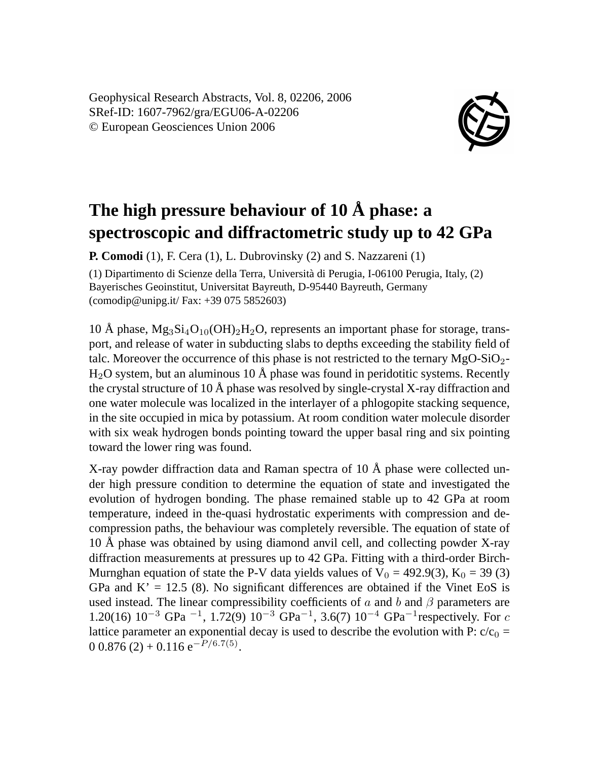Geophysical Research Abstracts, Vol. 8, 02206, 2006
SRef-ID: 1607-7962/gra/EGU06-A-02206
© European Geosciences Union 2006

# The high pressure behaviour of 10 Å phase: a spectroscopic and diffractometric study up to 42 GPa

**P. Comodi** (1), F. Cera (1), L. Dubrovinsky (2) and S. Nazzareni (1)

(1) Dipartimento di Scienze della Terra, Università di Perugia, I-06100 Perugia, Italy, (2) Bayerisches Geoinstitut, Universitat Bayreuth, D-95440 Bayreuth, Germany (comodip@unipg.it/ Fax: +39 075 5852603)

10 Å phase, $Mg_3Si_4O_{10}(OH)_2H_2O$, represents an important phase for storage, transport, and release of water in subducting slabs to depths exceeding the stability field of talc. Moreover the occurrence of this phase is not restricted to the ternary $MgO$-$SiO_2$-$H_2O$ system, but an aluminous 10 Å phase was found in peridotitic systems. Recently the crystal structure of 10 Å phase was resolved by single-crystal X-ray diffraction and one water molecule was localized in the interlayer of a phlogopite stacking sequence, in the site occupied in mica by potassium. At room condition water molecule disorder with six weak hydrogen bonds pointing toward the upper basal ring and six pointing toward the lower ring was found.

X-ray powder diffraction data and Raman spectra of 10 Å phase were collected under high pressure condition to determine the equation of state and investigated the evolution of hydrogen bonding. The phase remained stable up to 42 GPa at room temperature, indeed in the-quasi hydrostatic experiments with compression and decompression paths, the behaviour was completely reversible. The equation of state of 10 Å phase was obtained by using diamond anvil cell, and collecting powder X-ray diffraction measurements at pressures up to 42 GPa. Fitting with a third-order Birch-Murnghan equation of state the P-V data yields values of $V_0$ = 492.9(3), $K_0$ = 39 (3) GPa and K' = 12.5 (8). No significant differences are obtained if the Vinet EoS is used instead. The linear compressibility coefficients of $a$ and $b$ and $\beta$ parameters are 1.20(16) $10^{-3}$ GPa $^{-1}$, 1.72(9) $10^{-3}$ GPa$^{-1}$, 3.6(7) $10^{-4}$ GPa$^{-1}$respectively. For $c$ lattice parameter an exponential decay is used to describe the evolution with P: $c/c_0$ = 0 0.876 (2) + 0.116 $e^{-P/6.7(5)}$.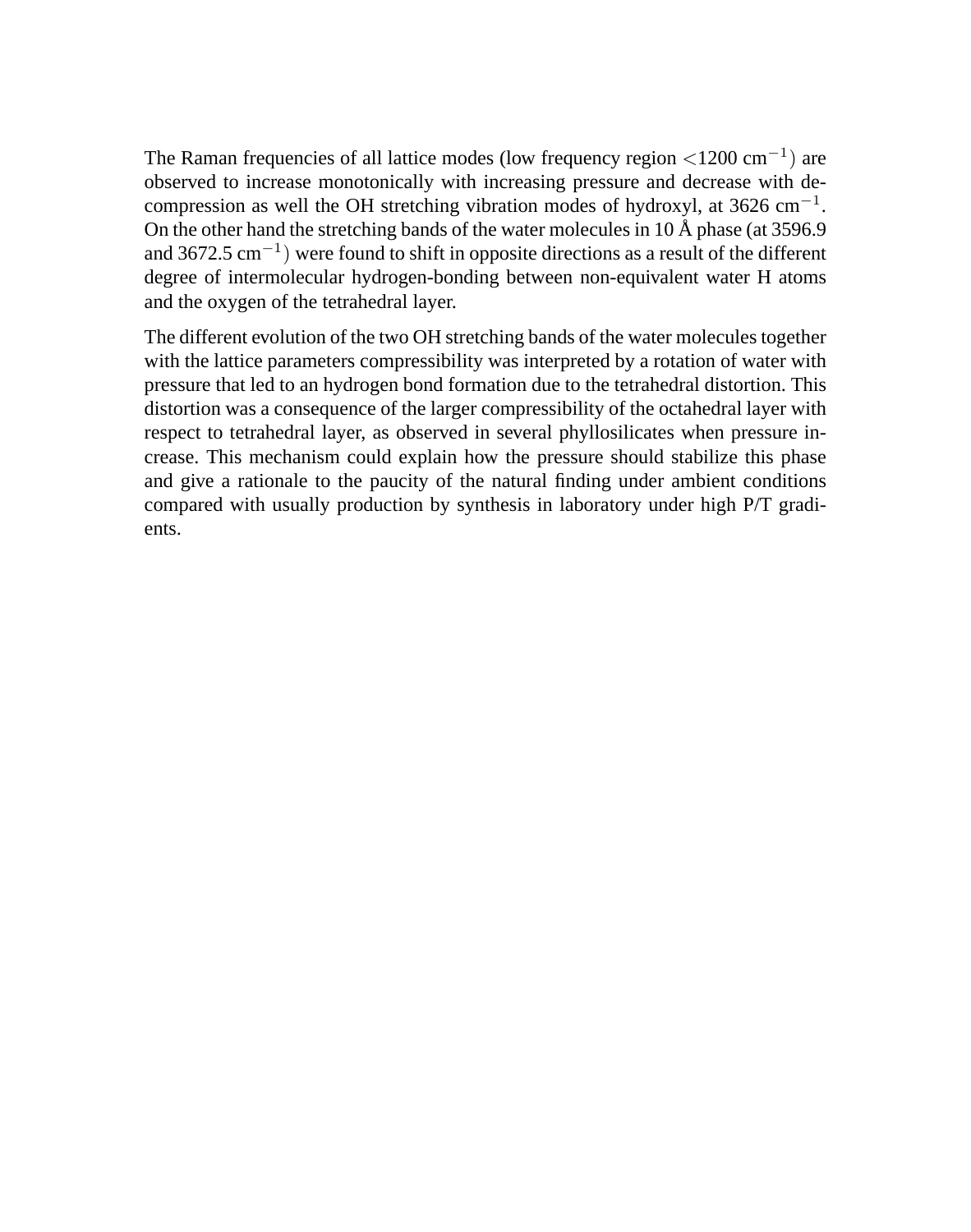The Raman frequencies of all lattice modes (low frequency region $<$1200 cm$^{-1}$) are observed to increase monotonically with increasing pressure and decrease with decompression as well the OH stretching vibration modes of hydroxyl, at 3626 cm$^{-1}$. On the other hand the stretching bands of the water molecules in 10 Å phase (at 3596.9 and 3672.5 cm$^{-1}$) were found to shift in opposite directions as a result of the different degree of intermolecular hydrogen-bonding between non-equivalent water H atoms and the oxygen of the tetrahedral layer.

The different evolution of the two OH stretching bands of the water molecules together with the lattice parameters compressibility was interpreted by a rotation of water with pressure that led to an hydrogen bond formation due to the tetrahedral distortion. This distortion was a consequence of the larger compressibility of the octahedral layer with respect to tetrahedral layer, as observed in several phyllosilicates when pressure increase. This mechanism could explain how the pressure should stabilize this phase and give a rationale to the paucity of the natural finding under ambient conditions compared with usually production by synthesis in laboratory under high P/T gradients.